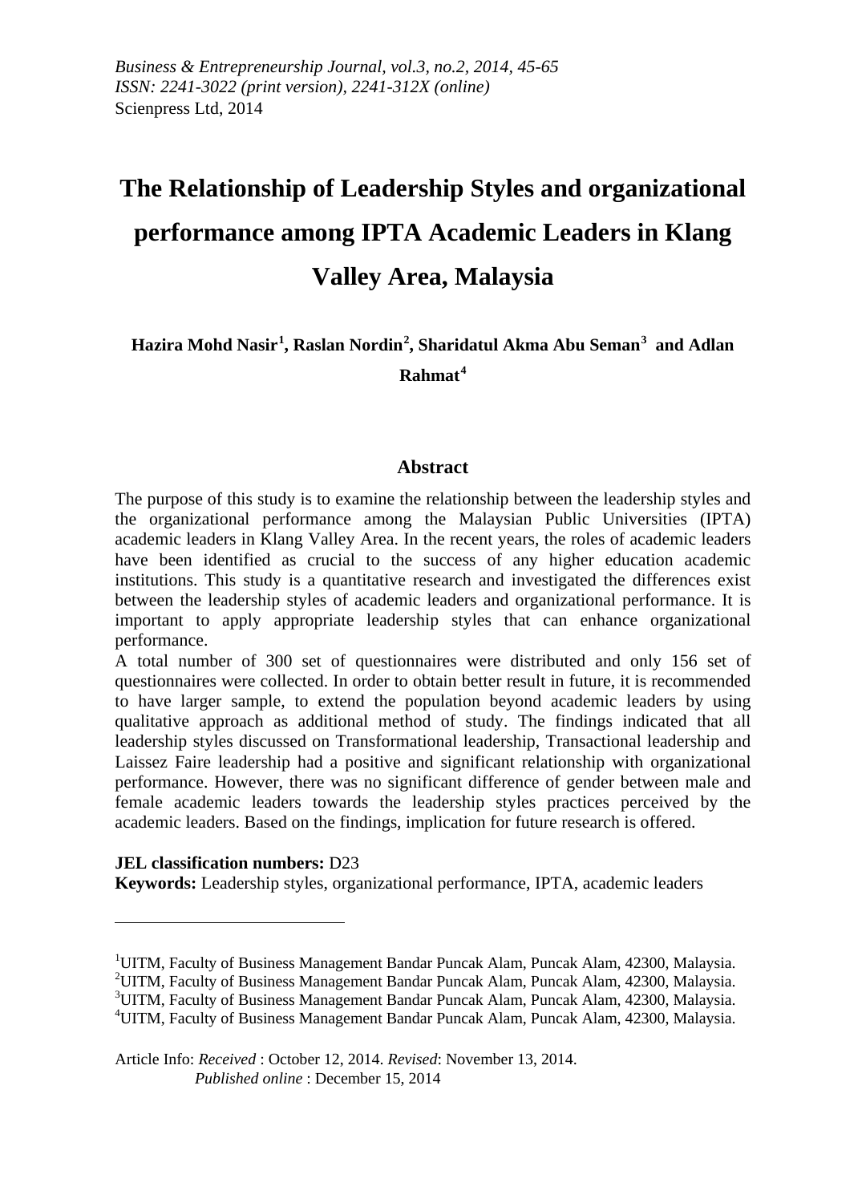*Business & Entrepreneurship Journal, vol.3, no.2, 2014, 45-65*
*ISSN: 2241-3022 (print version), 2241-312X (online)*
Scienpress Ltd, 2014

# The Relationship of Leadership Styles and organizational performance among IPTA Academic Leaders in Klang Valley Area, Malaysia

**Hazira Mohd Nasir[1], Raslan Nordin[2], Sharidatul Akma Abu Seman[3] and Adlan Rahmat[4]**

## Abstract

The purpose of this study is to examine the relationship between the leadership styles and the organizational performance among the Malaysian Public Universities (IPTA) academic leaders in Klang Valley Area. In the recent years, the roles of academic leaders have been identified as crucial to the success of any higher education academic institutions. This study is a quantitative research and investigated the differences exist between the leadership styles of academic leaders and organizational performance. It is important to apply appropriate leadership styles that can enhance organizational performance.

A total number of 300 set of questionnaires were distributed and only 156 set of questionnaires were collected. In order to obtain better result in future, it is recommended to have larger sample, to extend the population beyond academic leaders by using qualitative approach as additional method of study. The findings indicated that all leadership styles discussed on Transformational leadership, Transactional leadership and Laissez Faire leadership had a positive and significant relationship with organizational performance. However, there was no significant difference of gender between male and female academic leaders towards the leadership styles practices perceived by the academic leaders. Based on the findings, implication for future research is offered.

**JEL classification numbers:** D23
**Keywords:** Leadership styles, organizational performance, IPTA, academic leaders

---

[1]UITM, Faculty of Business Management Bandar Puncak Alam, Puncak Alam, 42300, Malaysia.
[2]UITM, Faculty of Business Management Bandar Puncak Alam, Puncak Alam, 42300, Malaysia.
[3]UITM, Faculty of Business Management Bandar Puncak Alam, Puncak Alam, 42300, Malaysia.
[4]UITM, Faculty of Business Management Bandar Puncak Alam, Puncak Alam, 42300, Malaysia.

Article Info: *Received* : October 12, 2014. *Revised*: November 13, 2014.
*Published online* : December 15, 2014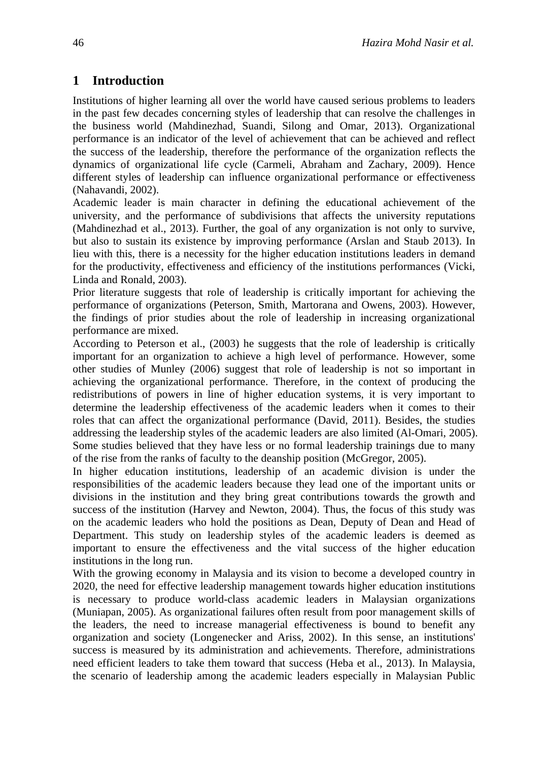## 1 Introduction

Institutions of higher learning all over the world have caused serious problems to leaders in the past few decades concerning styles of leadership that can resolve the challenges in the business world (Mahdinezhad, Suandi, Silong and Omar, 2013). Organizational performance is an indicator of the level of achievement that can be achieved and reflect the success of the leadership, therefore the performance of the organization reflects the dynamics of organizational life cycle (Carmeli, Abraham and Zachary, 2009). Hence different styles of leadership can influence organizational performance or effectiveness (Nahavandi, 2002).

Academic leader is main character in defining the educational achievement of the university, and the performance of subdivisions that affects the university reputations (Mahdinezhad et al., 2013). Further, the goal of any organization is not only to survive, but also to sustain its existence by improving performance (Arslan and Staub 2013). In lieu with this, there is a necessity for the higher education institutions leaders in demand for the productivity, effectiveness and efficiency of the institutions performances (Vicki, Linda and Ronald, 2003).

Prior literature suggests that role of leadership is critically important for achieving the performance of organizations (Peterson, Smith, Martorana and Owens, 2003). However, the findings of prior studies about the role of leadership in increasing organizational performance are mixed.

According to Peterson et al., (2003) he suggests that the role of leadership is critically important for an organization to achieve a high level of performance. However, some other studies of Munley (2006) suggest that role of leadership is not so important in achieving the organizational performance. Therefore, in the context of producing the redistributions of powers in line of higher education systems, it is very important to determine the leadership effectiveness of the academic leaders when it comes to their roles that can affect the organizational performance (David, 2011). Besides, the studies addressing the leadership styles of the academic leaders are also limited (Al-Omari, 2005). Some studies believed that they have less or no formal leadership trainings due to many of the rise from the ranks of faculty to the deanship position (McGregor, 2005).

In higher education institutions, leadership of an academic division is under the responsibilities of the academic leaders because they lead one of the important units or divisions in the institution and they bring great contributions towards the growth and success of the institution (Harvey and Newton, 2004). Thus, the focus of this study was on the academic leaders who hold the positions as Dean, Deputy of Dean and Head of Department. This study on leadership styles of the academic leaders is deemed as important to ensure the effectiveness and the vital success of the higher education institutions in the long run.

With the growing economy in Malaysia and its vision to become a developed country in 2020, the need for effective leadership management towards higher education institutions is necessary to produce world-class academic leaders in Malaysian organizations (Muniapan, 2005). As organizational failures often result from poor management skills of the leaders, the need to increase managerial effectiveness is bound to benefit any organization and society (Longenecker and Ariss, 2002). In this sense, an institutions' success is measured by its administration and achievements. Therefore, administrations need efficient leaders to take them toward that success (Heba et al., 2013). In Malaysia, the scenario of leadership among the academic leaders especially in Malaysian Public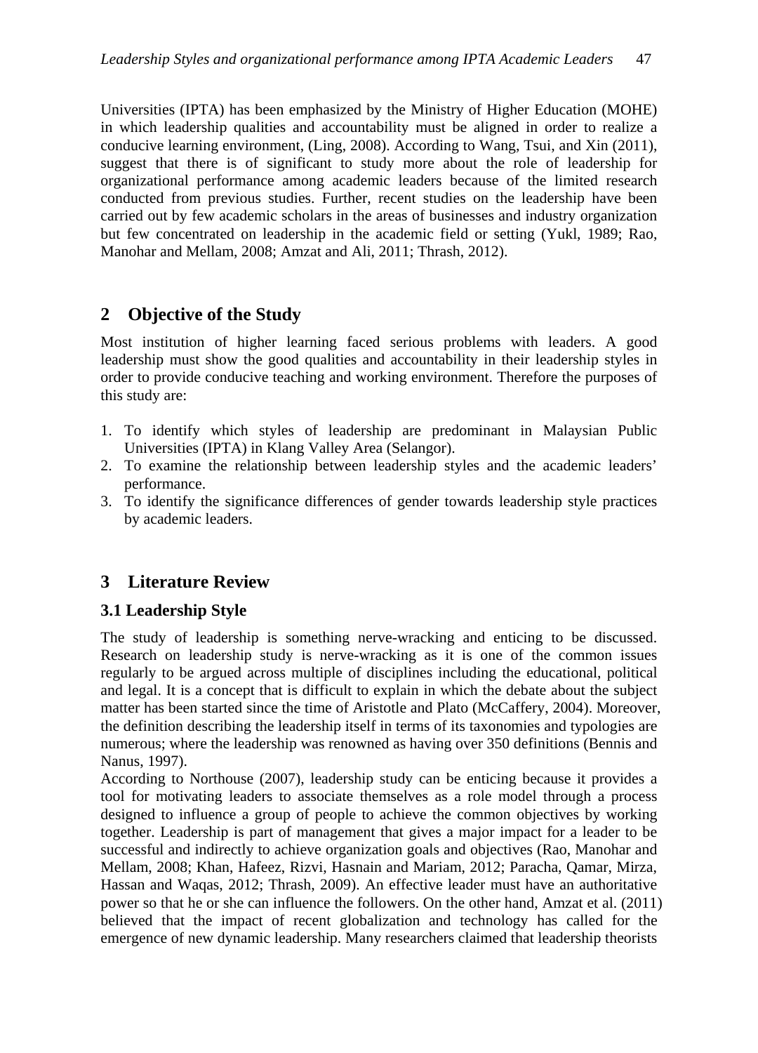Universities (IPTA) has been emphasized by the Ministry of Higher Education (MOHE) in which leadership qualities and accountability must be aligned in order to realize a conducive learning environment, (Ling, 2008). According to Wang, Tsui, and Xin (2011), suggest that there is of significant to study more about the role of leadership for organizational performance among academic leaders because of the limited research conducted from previous studies. Further, recent studies on the leadership have been carried out by few academic scholars in the areas of businesses and industry organization but few concentrated on leadership in the academic field or setting (Yukl, 1989; Rao, Manohar and Mellam, 2008; Amzat and Ali, 2011; Thrash, 2012).

## 2 Objective of the Study

Most institution of higher learning faced serious problems with leaders. A good leadership must show the good qualities and accountability in their leadership styles in order to provide conducive teaching and working environment. Therefore the purposes of this study are:

1. To identify which styles of leadership are predominant in Malaysian Public Universities (IPTA) in Klang Valley Area (Selangor).
2. To examine the relationship between leadership styles and the academic leaders' performance.
3. To identify the significance differences of gender towards leadership style practices by academic leaders.

## 3 Literature Review

### 3.1 Leadership Style

The study of leadership is something nerve-wracking and enticing to be discussed. Research on leadership study is nerve-wracking as it is one of the common issues regularly to be argued across multiple of disciplines including the educational, political and legal. It is a concept that is difficult to explain in which the debate about the subject matter has been started since the time of Aristotle and Plato (McCaffery, 2004). Moreover, the definition describing the leadership itself in terms of its taxonomies and typologies are numerous; where the leadership was renowned as having over 350 definitions (Bennis and Nanus, 1997).

According to Northouse (2007), leadership study can be enticing because it provides a tool for motivating leaders to associate themselves as a role model through a process designed to influence a group of people to achieve the common objectives by working together. Leadership is part of management that gives a major impact for a leader to be successful and indirectly to achieve organization goals and objectives (Rao, Manohar and Mellam, 2008; Khan, Hafeez, Rizvi, Hasnain and Mariam, 2012; Paracha, Qamar, Mirza, Hassan and Waqas, 2012; Thrash, 2009). An effective leader must have an authoritative power so that he or she can influence the followers. On the other hand, Amzat et al. (2011) believed that the impact of recent globalization and technology has called for the emergence of new dynamic leadership. Many researchers claimed that leadership theorists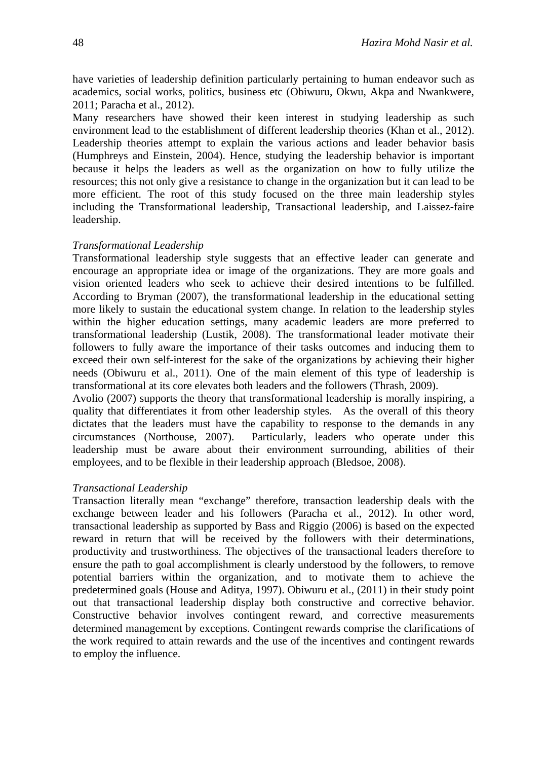have varieties of leadership definition particularly pertaining to human endeavor such as academics, social works, politics, business etc (Obiwuru, Okwu, Akpa and Nwankwere, 2011; Paracha et al., 2012).

Many researchers have showed their keen interest in studying leadership as such environment lead to the establishment of different leadership theories (Khan et al., 2012). Leadership theories attempt to explain the various actions and leader behavior basis (Humphreys and Einstein, 2004). Hence, studying the leadership behavior is important because it helps the leaders as well as the organization on how to fully utilize the resources; this not only give a resistance to change in the organization but it can lead to be more efficient. The root of this study focused on the three main leadership styles including the Transformational leadership, Transactional leadership, and Laissez-faire leadership.

*Transformational Leadership*

Transformational leadership style suggests that an effective leader can generate and encourage an appropriate idea or image of the organizations. They are more goals and vision oriented leaders who seek to achieve their desired intentions to be fulfilled. According to Bryman (2007), the transformational leadership in the educational setting more likely to sustain the educational system change. In relation to the leadership styles within the higher education settings, many academic leaders are more preferred to transformational leadership (Lustik, 2008). The transformational leader motivate their followers to fully aware the importance of their tasks outcomes and inducing them to exceed their own self-interest for the sake of the organizations by achieving their higher needs (Obiwuru et al., 2011). One of the main element of this type of leadership is transformational at its core elevates both leaders and the followers (Thrash, 2009).

Avolio (2007) supports the theory that transformational leadership is morally inspiring, a quality that differentiates it from other leadership styles. As the overall of this theory dictates that the leaders must have the capability to response to the demands in any circumstances (Northouse, 2007). Particularly, leaders who operate under this leadership must be aware about their environment surrounding, abilities of their employees, and to be flexible in their leadership approach (Bledsoe, 2008).

*Transactional Leadership*

Transaction literally mean "exchange" therefore, transaction leadership deals with the exchange between leader and his followers (Paracha et al., 2012). In other word, transactional leadership as supported by Bass and Riggio (2006) is based on the expected reward in return that will be received by the followers with their determinations, productivity and trustworthiness. The objectives of the transactional leaders therefore to ensure the path to goal accomplishment is clearly understood by the followers, to remove potential barriers within the organization, and to motivate them to achieve the predetermined goals (House and Aditya, 1997). Obiwuru et al., (2011) in their study point out that transactional leadership display both constructive and corrective behavior. Constructive behavior involves contingent reward, and corrective measurements determined management by exceptions. Contingent rewards comprise the clarifications of the work required to attain rewards and the use of the incentives and contingent rewards to employ the influence.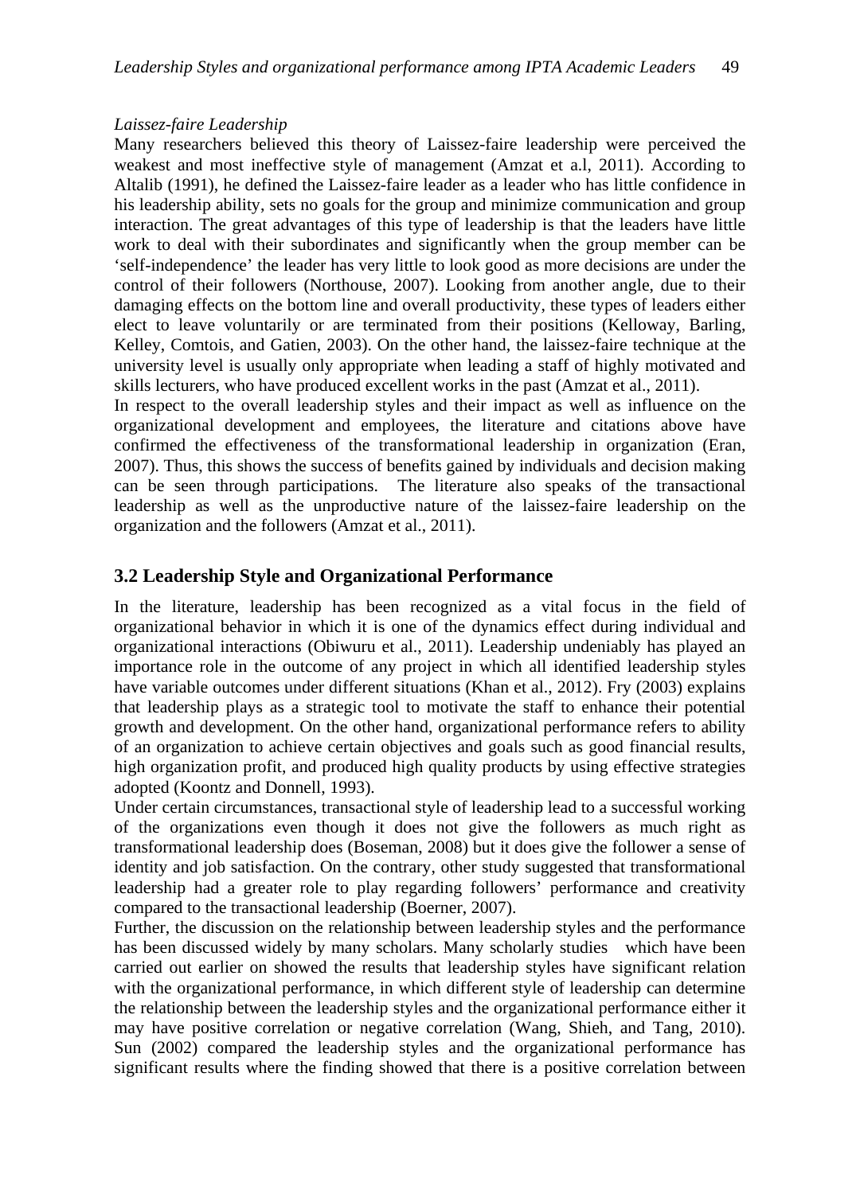*Laissez-faire Leadership*

Many researchers believed this theory of Laissez-faire leadership were perceived the weakest and most ineffective style of management (Amzat et a.l, 2011). According to Altalib (1991), he defined the Laissez-faire leader as a leader who has little confidence in his leadership ability, sets no goals for the group and minimize communication and group interaction. The great advantages of this type of leadership is that the leaders have little work to deal with their subordinates and significantly when the group member can be 'self-independence' the leader has very little to look good as more decisions are under the control of their followers (Northouse, 2007). Looking from another angle, due to their damaging effects on the bottom line and overall productivity, these types of leaders either elect to leave voluntarily or are terminated from their positions (Kelloway, Barling, Kelley, Comtois, and Gatien, 2003). On the other hand, the laissez-faire technique at the university level is usually only appropriate when leading a staff of highly motivated and skills lecturers, who have produced excellent works in the past (Amzat et al., 2011).

In respect to the overall leadership styles and their impact as well as influence on the organizational development and employees, the literature and citations above have confirmed the effectiveness of the transformational leadership in organization (Eran, 2007). Thus, this shows the success of benefits gained by individuals and decision making can be seen through participations. The literature also speaks of the transactional leadership as well as the unproductive nature of the laissez-faire leadership on the organization and the followers (Amzat et al., 2011).

## 3.2 Leadership Style and Organizational Performance

In the literature, leadership has been recognized as a vital focus in the field of organizational behavior in which it is one of the dynamics effect during individual and organizational interactions (Obiwuru et al., 2011). Leadership undeniably has played an importance role in the outcome of any project in which all identified leadership styles have variable outcomes under different situations (Khan et al., 2012). Fry (2003) explains that leadership plays as a strategic tool to motivate the staff to enhance their potential growth and development. On the other hand, organizational performance refers to ability of an organization to achieve certain objectives and goals such as good financial results, high organization profit, and produced high quality products by using effective strategies adopted (Koontz and Donnell, 1993).

Under certain circumstances, transactional style of leadership lead to a successful working of the organizations even though it does not give the followers as much right as transformational leadership does (Boseman, 2008) but it does give the follower a sense of identity and job satisfaction. On the contrary, other study suggested that transformational leadership had a greater role to play regarding followers' performance and creativity compared to the transactional leadership (Boerner, 2007).

Further, the discussion on the relationship between leadership styles and the performance has been discussed widely by many scholars. Many scholarly studies which have been carried out earlier on showed the results that leadership styles have significant relation with the organizational performance, in which different style of leadership can determine the relationship between the leadership styles and the organizational performance either it may have positive correlation or negative correlation (Wang, Shieh, and Tang, 2010). Sun (2002) compared the leadership styles and the organizational performance has significant results where the finding showed that there is a positive correlation between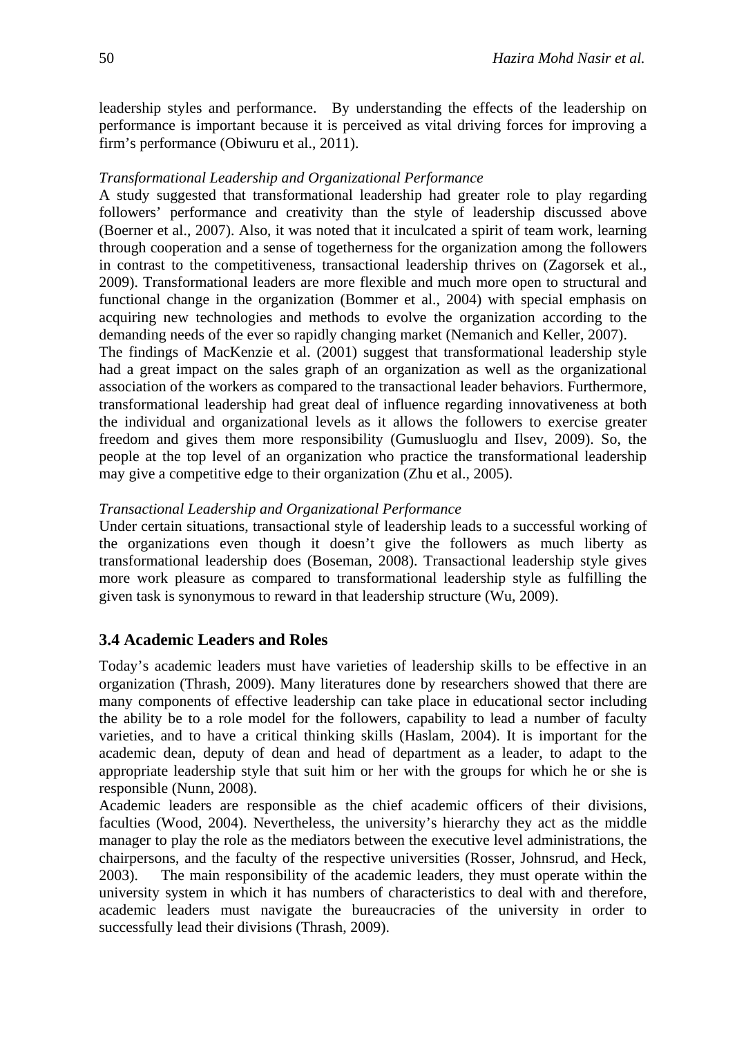leadership styles and performance. By understanding the effects of the leadership on performance is important because it is perceived as vital driving forces for improving a firm's performance (Obiwuru et al., 2011).

*Transformational Leadership and Organizational Performance*

A study suggested that transformational leadership had greater role to play regarding followers' performance and creativity than the style of leadership discussed above (Boerner et al., 2007). Also, it was noted that it inculcated a spirit of team work, learning through cooperation and a sense of togetherness for the organization among the followers in contrast to the competitiveness, transactional leadership thrives on (Zagorsek et al., 2009). Transformational leaders are more flexible and much more open to structural and functional change in the organization (Bommer et al., 2004) with special emphasis on acquiring new technologies and methods to evolve the organization according to the demanding needs of the ever so rapidly changing market (Nemanich and Keller, 2007).

The findings of MacKenzie et al. (2001) suggest that transformational leadership style had a great impact on the sales graph of an organization as well as the organizational association of the workers as compared to the transactional leader behaviors. Furthermore, transformational leadership had great deal of influence regarding innovativeness at both the individual and organizational levels as it allows the followers to exercise greater freedom and gives them more responsibility (Gumusluoglu and Ilsev, 2009). So, the people at the top level of an organization who practice the transformational leadership may give a competitive edge to their organization (Zhu et al., 2005).

*Transactional Leadership and Organizational Performance*

Under certain situations, transactional style of leadership leads to a successful working of the organizations even though it doesn't give the followers as much liberty as transformational leadership does (Boseman, 2008). Transactional leadership style gives more work pleasure as compared to transformational leadership style as fulfilling the given task is synonymous to reward in that leadership structure (Wu, 2009).

## 3.4 Academic Leaders and Roles

Today's academic leaders must have varieties of leadership skills to be effective in an organization (Thrash, 2009). Many literatures done by researchers showed that there are many components of effective leadership can take place in educational sector including the ability be to a role model for the followers, capability to lead a number of faculty varieties, and to have a critical thinking skills (Haslam, 2004). It is important for the academic dean, deputy of dean and head of department as a leader, to adapt to the appropriate leadership style that suit him or her with the groups for which he or she is responsible (Nunn, 2008).

Academic leaders are responsible as the chief academic officers of their divisions, faculties (Wood, 2004). Nevertheless, the university's hierarchy they act as the middle manager to play the role as the mediators between the executive level administrations, the chairpersons, and the faculty of the respective universities (Rosser, Johnsrud, and Heck, 2003). The main responsibility of the academic leaders, they must operate within the university system in which it has numbers of characteristics to deal with and therefore, academic leaders must navigate the bureaucracies of the university in order to successfully lead their divisions (Thrash, 2009).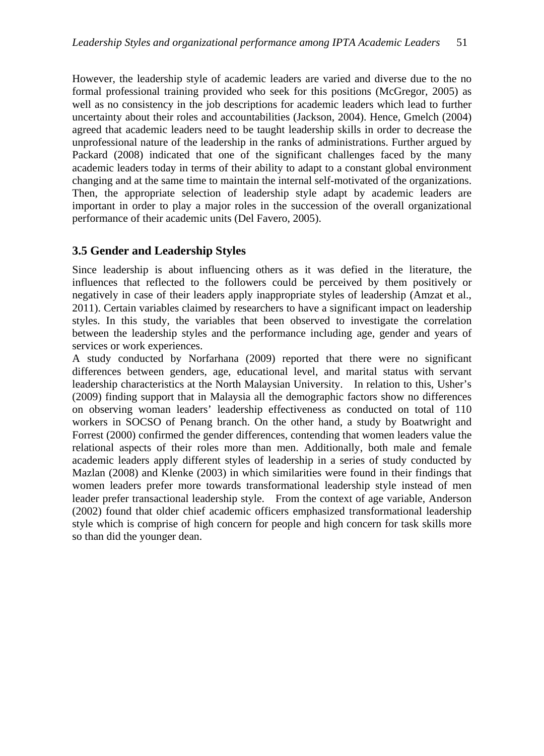However, the leadership style of academic leaders are varied and diverse due to the no formal professional training provided who seek for this positions (McGregor, 2005) as well as no consistency in the job descriptions for academic leaders which lead to further uncertainty about their roles and accountabilities (Jackson, 2004). Hence, Gmelch (2004) agreed that academic leaders need to be taught leadership skills in order to decrease the unprofessional nature of the leadership in the ranks of administrations. Further argued by Packard (2008) indicated that one of the significant challenges faced by the many academic leaders today in terms of their ability to adapt to a constant global environment changing and at the same time to maintain the internal self-motivated of the organizations. Then, the appropriate selection of leadership style adapt by academic leaders are important in order to play a major roles in the succession of the overall organizational performance of their academic units (Del Favero, 2005).

### 3.5 Gender and Leadership Styles

Since leadership is about influencing others as it was defied in the literature, the influences that reflected to the followers could be perceived by them positively or negatively in case of their leaders apply inappropriate styles of leadership (Amzat et al., 2011). Certain variables claimed by researchers to have a significant impact on leadership styles. In this study, the variables that been observed to investigate the correlation between the leadership styles and the performance including age, gender and years of services or work experiences.

A study conducted by Norfarhana (2009) reported that there were no significant differences between genders, age, educational level, and marital status with servant leadership characteristics at the North Malaysian University. In relation to this, Usher's (2009) finding support that in Malaysia all the demographic factors show no differences on observing woman leaders' leadership effectiveness as conducted on total of 110 workers in SOCSO of Penang branch. On the other hand, a study by Boatwright and Forrest (2000) confirmed the gender differences, contending that women leaders value the relational aspects of their roles more than men. Additionally, both male and female academic leaders apply different styles of leadership in a series of study conducted by Mazlan (2008) and Klenke (2003) in which similarities were found in their findings that women leaders prefer more towards transformational leadership style instead of men leader prefer transactional leadership style. From the context of age variable, Anderson (2002) found that older chief academic officers emphasized transformational leadership style which is comprise of high concern for people and high concern for task skills more so than did the younger dean.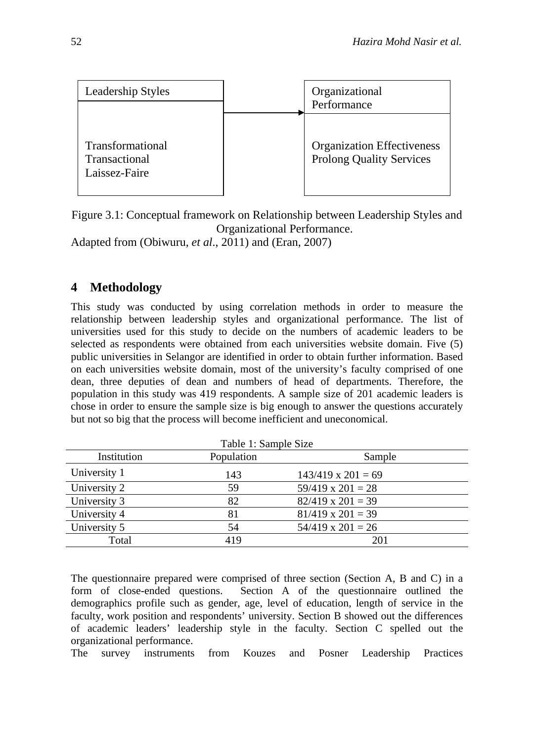| Leadership Styles | | Organizational Performance |
|---|---|---|
| Transformational<br>Transactional<br>Laissez-Faire | → | Organization Effectiveness<br>Prolong Quality Services |

Figure 3.1: Conceptual framework on Relationship between Leadership Styles and Organizational Performance.

Adapted from (Obiwuru, *et al*., 2011) and (Eran, 2007)

## 4 Methodology

This study was conducted by using correlation methods in order to measure the relationship between leadership styles and organizational performance. The list of universities used for this study to decide on the numbers of academic leaders to be selected as respondents were obtained from each universities website domain. Five (5) public universities in Selangor are identified in order to obtain further information. Based on each universities website domain, most of the university's faculty comprised of one dean, three deputies of dean and numbers of head of departments. Therefore, the population in this study was 419 respondents. A sample size of 201 academic leaders is chose in order to ensure the sample size is big enough to answer the questions accurately but not so big that the process will become inefficient and uneconomical.

Table 1: Sample Size

| Institution | Population | Sample |
|---|---|---|
| University 1 | 143 | 143/419 x 201 = 69 |
| University 2 | 59 | 59/419 x 201 = 28 |
| University 3 | 82 | 82/419 x 201 = 39 |
| University 4 | 81 | 81/419 x 201 = 39 |
| University 5 | 54 | 54/419 x 201 = 26 |
| Total | 419 | 201 |

The questionnaire prepared were comprised of three section (Section A, B and C) in a form of close-ended questions. Section A of the questionnaire outlined the demographics profile such as gender, age, level of education, length of service in the faculty, work position and respondents' university. Section B showed out the differences of academic leaders' leadership style in the faculty. Section C spelled out the organizational performance.

The survey instruments from Kouzes and Posner Leadership Practices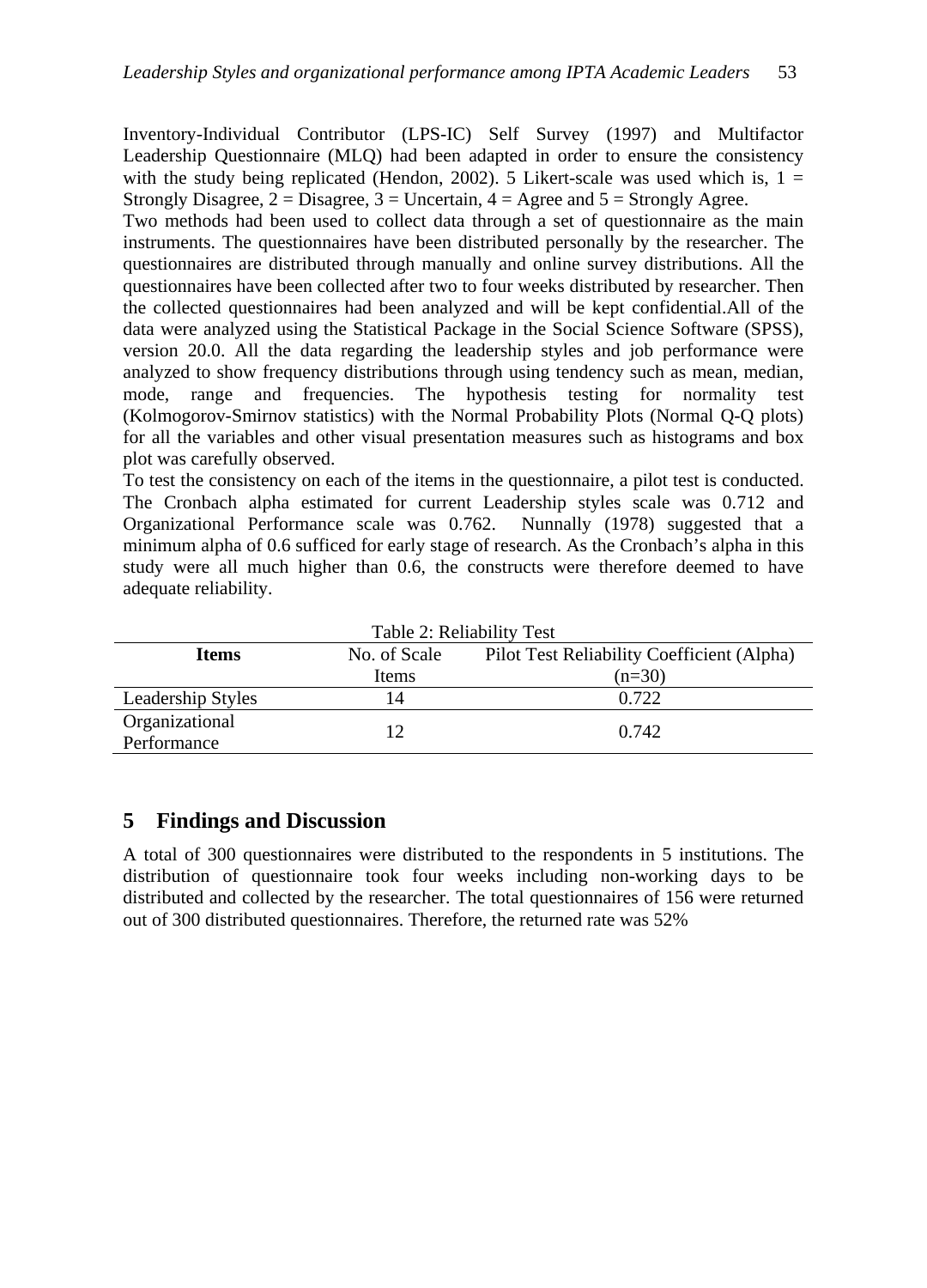Inventory-Individual Contributor (LPS-IC) Self Survey (1997) and Multifactor Leadership Questionnaire (MLQ) had been adapted in order to ensure the consistency with the study being replicated (Hendon, 2002). 5 Likert-scale was used which is, 1 = Strongly Disagree, 2 = Disagree, 3 = Uncertain, 4 = Agree and 5 = Strongly Agree.

Two methods had been used to collect data through a set of questionnaire as the main instruments. The questionnaires have been distributed personally by the researcher. The questionnaires are distributed through manually and online survey distributions. All the questionnaires have been collected after two to four weeks distributed by researcher. Then the collected questionnaires had been analyzed and will be kept confidential.All of the data were analyzed using the Statistical Package in the Social Science Software (SPSS), version 20.0. All the data regarding the leadership styles and job performance were analyzed to show frequency distributions through using tendency such as mean, median, mode, range and frequencies. The hypothesis testing for normality test (Kolmogorov-Smirnov statistics) with the Normal Probability Plots (Normal Q-Q plots) for all the variables and other visual presentation measures such as histograms and box plot was carefully observed.

To test the consistency on each of the items in the questionnaire, a pilot test is conducted. The Cronbach alpha estimated for current Leadership styles scale was 0.712 and Organizational Performance scale was 0.762. Nunnally (1978) suggested that a minimum alpha of 0.6 sufficed for early stage of research. As the Cronbach's alpha in this study were all much higher than 0.6, the constructs were therefore deemed to have adequate reliability.

Table 2: Reliability Test

| **Items** | No. of Scale Items | Pilot Test Reliability Coefficient (Alpha) (n=30) |
|---|---|---|
| Leadership Styles | 14 | 0.722 |
| Organizational Performance | 12 | 0.742 |

## 5 Findings and Discussion

A total of 300 questionnaires were distributed to the respondents in 5 institutions. The distribution of questionnaire took four weeks including non-working days to be distributed and collected by the researcher. The total questionnaires of 156 were returned out of 300 distributed questionnaires. Therefore, the returned rate was 52%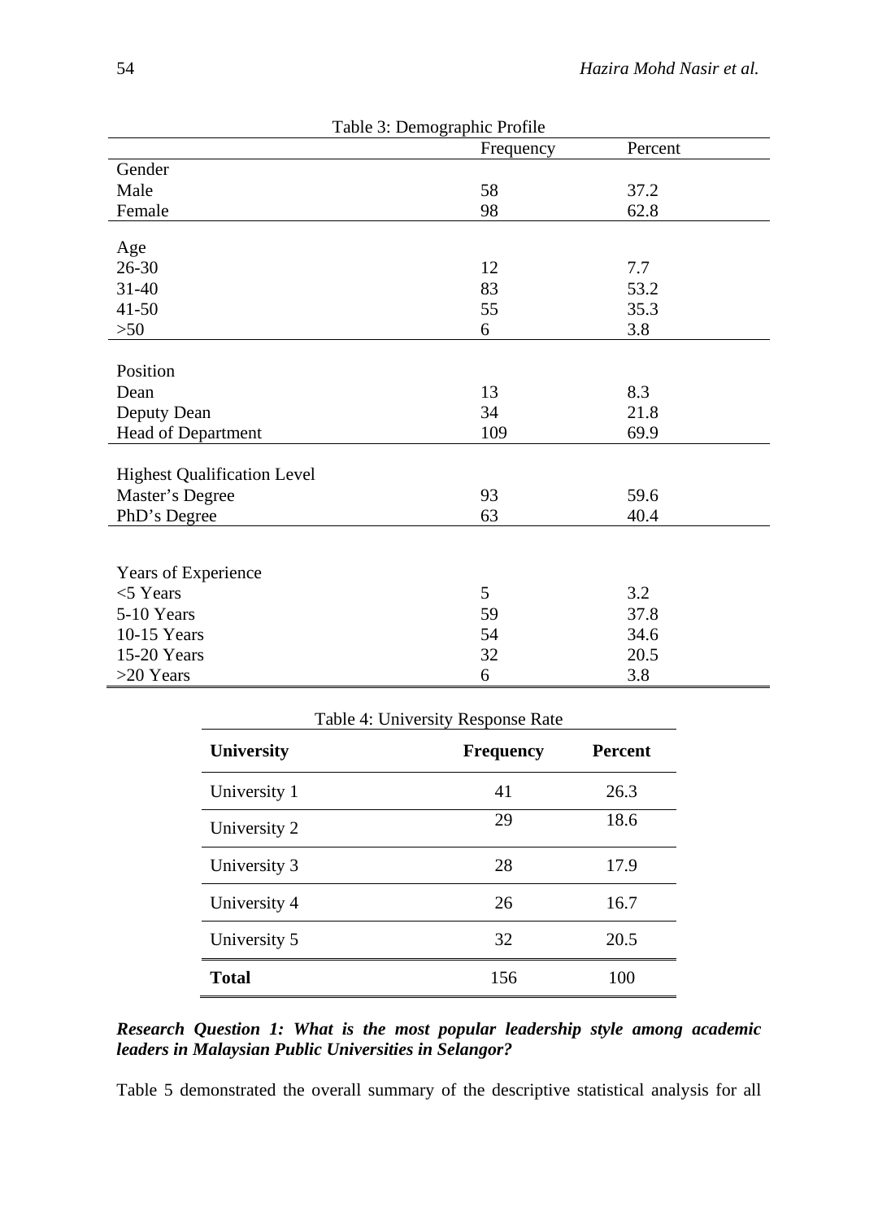Table 3: Demographic Profile

| | Frequency | Percent |
|---|---|---|
| Gender | | |
| Male | 58 | 37.2 |
| Female | 98 | 62.8 |
| Age | | |
| 26-30 | 12 | 7.7 |
| 31-40 | 83 | 53.2 |
| 41-50 | 55 | 35.3 |
| >50 | 6 | 3.8 |
| Position | | |
| Dean | 13 | 8.3 |
| Deputy Dean | 34 | 21.8 |
| Head of Department | 109 | 69.9 |
| Highest Qualification Level | | |
| Master's Degree | 93 | 59.6 |
| PhD's Degree | 63 | 40.4 |
| Years of Experience | | |
| <5 Years | 5 | 3.2 |
| 5-10 Years | 59 | 37.8 |
| 10-15 Years | 54 | 34.6 |
| 15-20 Years | 32 | 20.5 |
| >20 Years | 6 | 3.8 |

Table 4: University Response Rate

| University | Frequency | Percent |
|---|---|---|
| University 1 | 41 | 26.3 |
| University 2 | 29 | 18.6 |
| University 3 | 28 | 17.9 |
| University 4 | 26 | 16.7 |
| University 5 | 32 | 20.5 |
| **Total** | 156 | 100 |

***Research Question 1: What is the most popular leadership style among academic leaders in Malaysian Public Universities in Selangor?***

Table 5 demonstrated the overall summary of the descriptive statistical analysis for all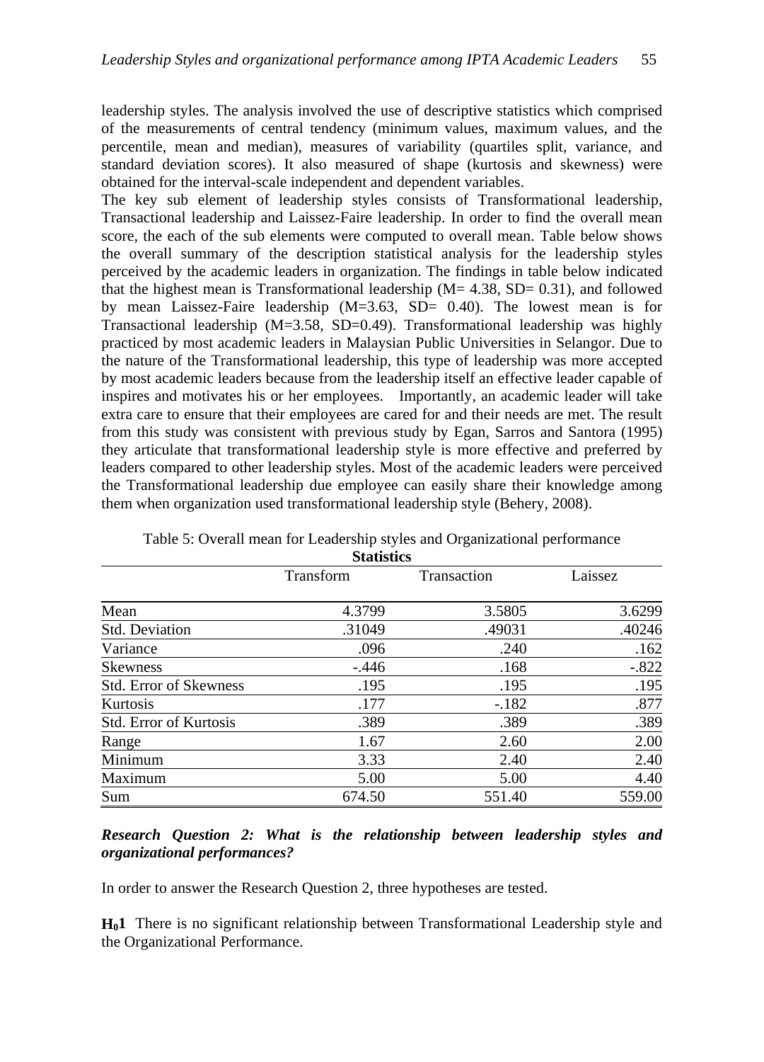leadership styles. The analysis involved the use of descriptive statistics which comprised of the measurements of central tendency (minimum values, maximum values, and the percentile, mean and median), measures of variability (quartiles split, variance, and standard deviation scores). It also measured of shape (kurtosis and skewness) were obtained for the interval-scale independent and dependent variables.

The key sub element of leadership styles consists of Transformational leadership, Transactional leadership and Laissez-Faire leadership. In order to find the overall mean score, the each of the sub elements were computed to overall mean. Table below shows the overall summary of the description statistical analysis for the leadership styles perceived by the academic leaders in organization. The findings in table below indicated that the highest mean is Transformational leadership (M= 4.38, SD= 0.31), and followed by mean Laissez-Faire leadership (M=3.63, SD= 0.40). The lowest mean is for Transactional leadership (M=3.58, SD=0.49). Transformational leadership was highly practiced by most academic leaders in Malaysian Public Universities in Selangor. Due to the nature of the Transformational leadership, this type of leadership was more accepted by most academic leaders because from the leadership itself an effective leader capable of inspires and motivates his or her employees. Importantly, an academic leader will take extra care to ensure that their employees are cared for and their needs are met. The result from this study was consistent with previous study by Egan, Sarros and Santora (1995) they articulate that transformational leadership style is more effective and preferred by leaders compared to other leadership styles. Most of the academic leaders were perceived the Transformational leadership due employee can easily share their knowledge among them when organization used transformational leadership style (Behery, 2008).

Table 5: Overall mean for Leadership styles and Organizational performance

**Statistics**

| | Transform | Transaction | Laissez |
|---|---|---|---|
| Mean | 4.3799 | 3.5805 | 3.6299 |
| Std. Deviation | .31049 | .49031 | .40246 |
| Variance | .096 | .240 | .162 |
| Skewness | -.446 | .168 | -.822 |
| Std. Error of Skewness | .195 | .195 | .195 |
| Kurtosis | .177 | -.182 | .877 |
| Std. Error of Kurtosis | .389 | .389 | .389 |
| Range | 1.67 | 2.60 | 2.00 |
| Minimum | 3.33 | 2.40 | 2.40 |
| Maximum | 5.00 | 5.00 | 4.40 |
| Sum | 674.50 | 551.40 | 559.00 |

***Research Question 2: What is the relationship between leadership styles and organizational performances?***

In order to answer the Research Question 2, three hypotheses are tested.

**$H_0$1** There is no significant relationship between Transformational Leadership style and the Organizational Performance.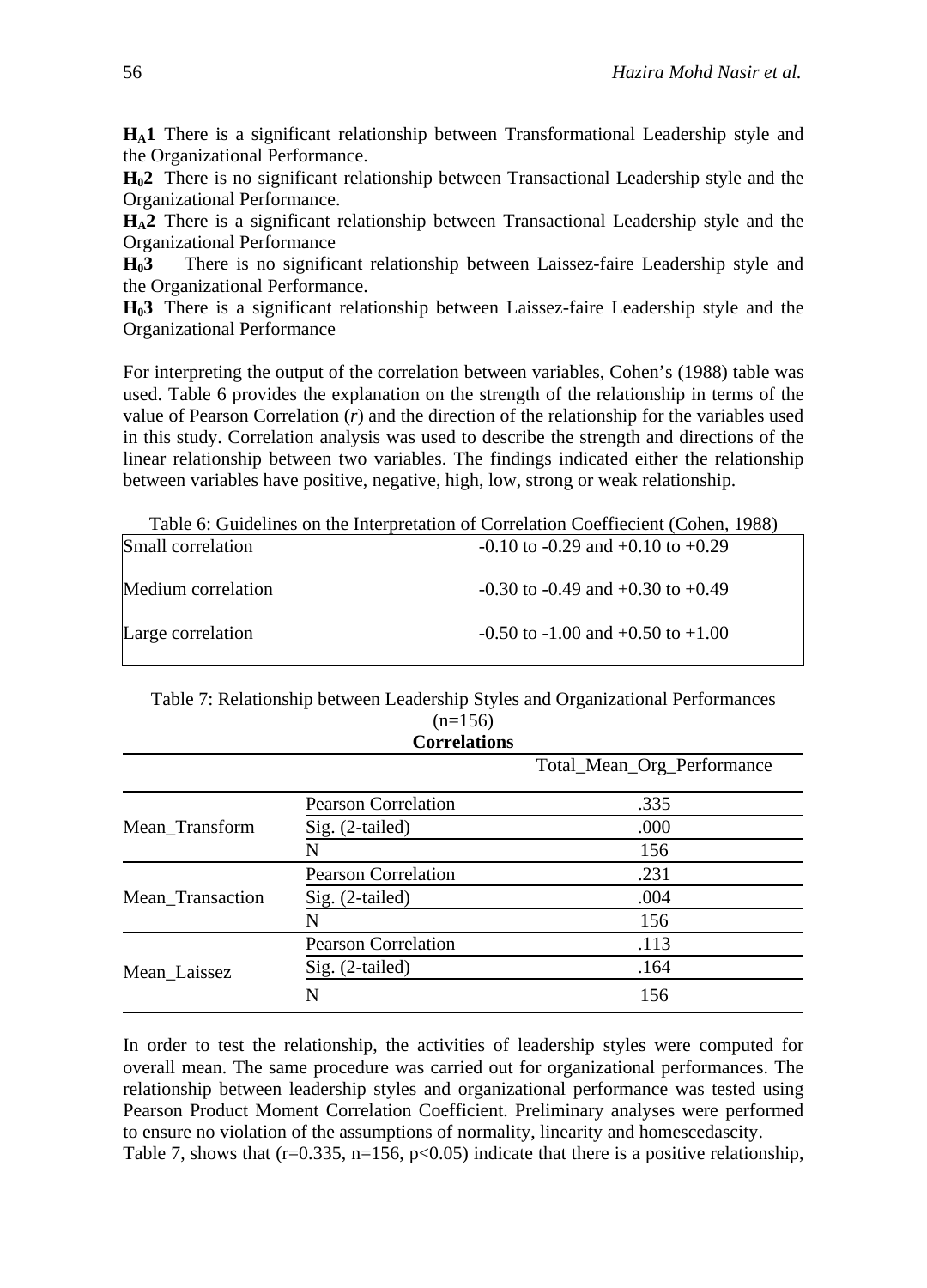$H_A1$ There is a significant relationship between Transformational Leadership style and the Organizational Performance.

$H_02$ There is no significant relationship between Transactional Leadership style and the Organizational Performance.

$H_A2$ There is a significant relationship between Transactional Leadership style and the Organizational Performance

$H_03$ There is no significant relationship between Laissez-faire Leadership style and the Organizational Performance.

$H_03$ There is a significant relationship between Laissez-faire Leadership style and the Organizational Performance

For interpreting the output of the correlation between variables, Cohen's (1988) table was used. Table 6 provides the explanation on the strength of the relationship in terms of the value of Pearson Correlation (*r*) and the direction of the relationship for the variables used in this study. Correlation analysis was used to describe the strength and directions of the linear relationship between two variables. The findings indicated either the relationship between variables have positive, negative, high, low, strong or weak relationship.

Table 6: Guidelines on the Interpretation of Correlation Coeffiecient (Cohen, 1988)

| | |
|---|---|
| Small correlation | -0.10 to -0.29 and +0.10 to +0.29 |
| Medium correlation | -0.30 to -0.49 and +0.30 to +0.49 |
| Large correlation | -0.50 to -1.00 and +0.50 to +1.00 |

Table 7: Relationship between Leadership Styles and Organizational Performances (n=156)

**Correlations**

| | | Total_Mean_Org_Performance |
|---|---|---|
| Mean_Transform | Pearson Correlation | .335 |
| | Sig. (2-tailed) | .000 |
| | N | 156 |
| Mean_Transaction | Pearson Correlation | .231 |
| | Sig. (2-tailed) | .004 |
| | N | 156 |
| Mean_Laissez | Pearson Correlation | .113 |
| | Sig. (2-tailed) | .164 |
| | N | 156 |

In order to test the relationship, the activities of leadership styles were computed for overall mean. The same procedure was carried out for organizational performances. The relationship between leadership styles and organizational performance was tested using Pearson Product Moment Correlation Coefficient. Preliminary analyses were performed to ensure no violation of the assumptions of normality, linearity and homescedascity.

Table 7, shows that ($r=0.335$, $n=156$, $p<0.05$) indicate that there is a positive relationship,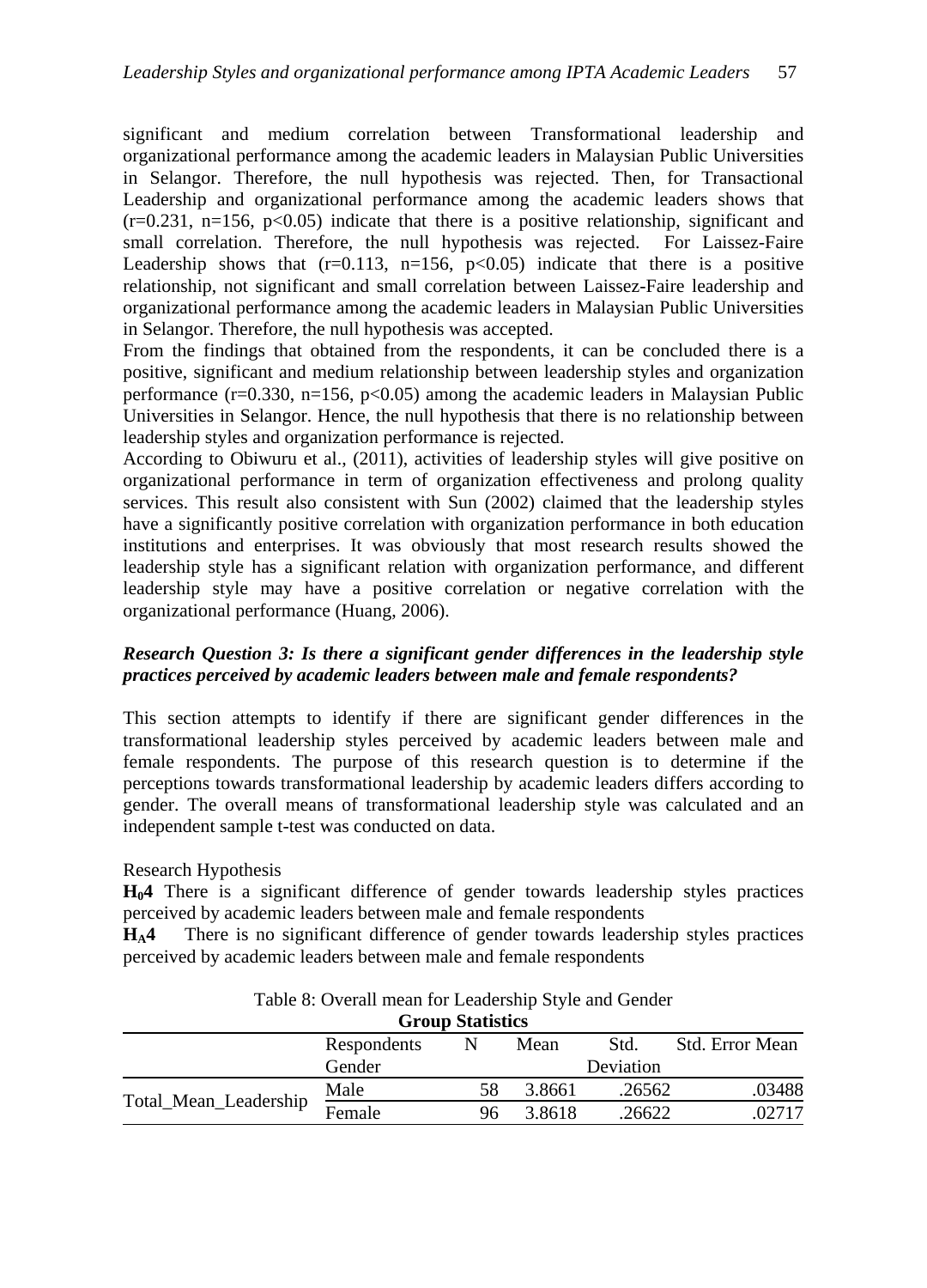significant and medium correlation between Transformational leadership and organizational performance among the academic leaders in Malaysian Public Universities in Selangor. Therefore, the null hypothesis was rejected. Then, for Transactional Leadership and organizational performance among the academic leaders shows that ($r=0.231$, $n=156$, $p<0.05$) indicate that there is a positive relationship, significant and small correlation. Therefore, the null hypothesis was rejected. For Laissez-Faire Leadership shows that ($r=0.113$, $n=156$, $p<0.05$) indicate that there is a positive relationship, not significant and small correlation between Laissez-Faire leadership and organizational performance among the academic leaders in Malaysian Public Universities in Selangor. Therefore, the null hypothesis was accepted.

From the findings that obtained from the respondents, it can be concluded there is a positive, significant and medium relationship between leadership styles and organization performance ($r=0.330$, $n=156$, $p<0.05$) among the academic leaders in Malaysian Public Universities in Selangor. Hence, the null hypothesis that there is no relationship between leadership styles and organization performance is rejected.

According to Obiwuru et al., (2011), activities of leadership styles will give positive on organizational performance in term of organization effectiveness and prolong quality services. This result also consistent with Sun (2002) claimed that the leadership styles have a significantly positive correlation with organization performance in both education institutions and enterprises. It was obviously that most research results showed the leadership style has a significant relation with organization performance, and different leadership style may have a positive correlation or negative correlation with the organizational performance (Huang, 2006).

***Research Question 3: Is there a significant gender differences in the leadership style practices perceived by academic leaders between male and female respondents?***

This section attempts to identify if there are significant gender differences in the transformational leadership styles perceived by academic leaders between male and female respondents. The purpose of this research question is to determine if the perceptions towards transformational leadership by academic leaders differs according to gender. The overall means of transformational leadership style was calculated and an independent sample t-test was conducted on data.

Research Hypothesis

**$H_0$4** There is a significant difference of gender towards leadership styles practices perceived by academic leaders between male and female respondents

**$H_A$4** There is no significant difference of gender towards leadership styles practices perceived by academic leaders between male and female respondents

Table 8: Overall mean for Leadership Style and Gender

**Group Statistics**

| | Respondents Gender | N | Mean | Std. Deviation | Std. Error Mean |
|---|---|---|---|---|---|
| Total_Mean_Leadership | Male | 58 | 3.8661 | .26562 | .03488 |
| | Female | 96 | 3.8618 | .26622 | .02717 |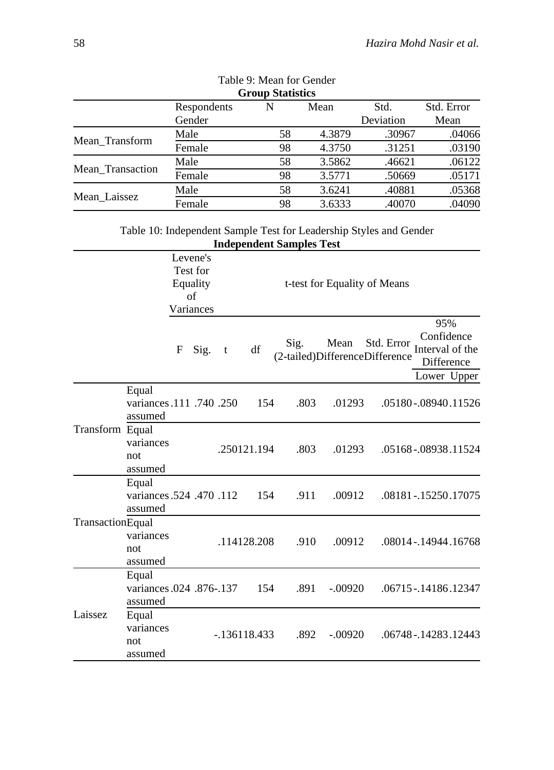Table 9: Mean for Gender

**Group Statistics**

| | Respondents Gender | N | Mean | Std. Deviation | Std. Error Mean |
|---|---|---|---|---|---|
| Mean_Transform | Male | 58 | 4.3879 | .30967 | .04066 |
| | Female | 98 | 4.3750 | .31251 | .03190 |
| Mean_Transaction | Male | 58 | 3.5862 | .46621 | .06122 |
| | Female | 98 | 3.5771 | .50669 | .05171 |
| Mean_Laissez | Male | 58 | 3.6241 | .40881 | .05368 |
| | Female | 98 | 3.6333 | .40070 | .04090 |

Table 10: Independent Sample Test for Leadership Styles and Gender

**Independent Samples Test**

| | | Levene's Test for Equality of Variances | | t-test for Equality of Means | | | | | | |
|---|---|---|---|---|---|---|---|---|---|---|
| | | | | | | | | | 95% Confidence Interval of the Difference | |
| | | F | Sig. | t | df | Sig. (2-tailed) | Mean Difference | Std. Error Difference | Lower | Upper |
| Transform | Equal variances assumed | .111 | .740 | .250 | 154 | .803 | .01293 | .05180 | -.08940 | .11526 |
| | Equal variances not assumed | | | .250 | 121.194 | .803 | .01293 | .05168 | -.08938 | .11524 |
| Transaction | Equal variances assumed | .524 | .470 | .112 | 154 | .911 | .00912 | .08181 | -.15250 | .17075 |
| | Equal variances not assumed | | | .114 | 128.208 | .910 | .00912 | .08014 | -.14944 | .16768 |
| Laissez | Equal variances assumed | .024 | .876 | -.137 | 154 | .891 | -.00920 | .06715 | -.14186 | .12347 |
| | Equal variances not assumed | | | -.136 | 118.433 | .892 | -.00920 | .06748 | -.14283 | .12443 |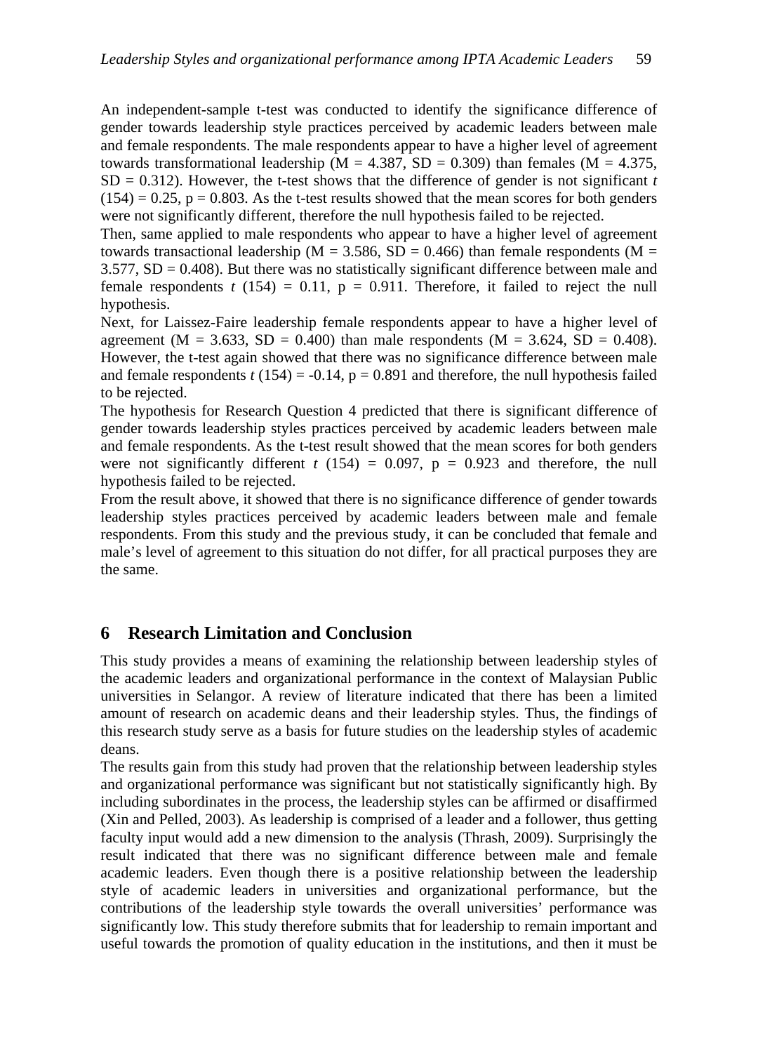An independent-sample t-test was conducted to identify the significance difference of gender towards leadership style practices perceived by academic leaders between male and female respondents. The male respondents appear to have a higher level of agreement towards transformational leadership (M = 4.387, SD = 0.309) than females (M = 4.375, SD = 0.312). However, the t-test shows that the difference of gender is not significant $t$ (154) = 0.25, p = 0.803. As the t-test results showed that the mean scores for both genders were not significantly different, therefore the null hypothesis failed to be rejected.

Then, same applied to male respondents who appear to have a higher level of agreement towards transactional leadership (M = 3.586, SD = 0.466) than female respondents (M = 3.577, SD = 0.408). But there was no statistically significant difference between male and female respondents $t$ (154) = 0.11, p = 0.911. Therefore, it failed to reject the null hypothesis.

Next, for Laissez-Faire leadership female respondents appear to have a higher level of agreement (M = 3.633, SD = 0.400) than male respondents (M = 3.624, SD = 0.408). However, the t-test again showed that there was no significance difference between male and female respondents $t$ (154) = -0.14, p = 0.891 and therefore, the null hypothesis failed to be rejected.

The hypothesis for Research Question 4 predicted that there is significant difference of gender towards leadership styles practices perceived by academic leaders between male and female respondents. As the t-test result showed that the mean scores for both genders were not significantly different $t$ (154) = 0.097, p = 0.923 and therefore, the null hypothesis failed to be rejected.

From the result above, it showed that there is no significance difference of gender towards leadership styles practices perceived by academic leaders between male and female respondents. From this study and the previous study, it can be concluded that female and male's level of agreement to this situation do not differ, for all practical purposes they are the same.

## 6 Research Limitation and Conclusion

This study provides a means of examining the relationship between leadership styles of the academic leaders and organizational performance in the context of Malaysian Public universities in Selangor. A review of literature indicated that there has been a limited amount of research on academic deans and their leadership styles. Thus, the findings of this research study serve as a basis for future studies on the leadership styles of academic deans.

The results gain from this study had proven that the relationship between leadership styles and organizational performance was significant but not statistically significantly high. By including subordinates in the process, the leadership styles can be affirmed or disaffirmed (Xin and Pelled, 2003). As leadership is comprised of a leader and a follower, thus getting faculty input would add a new dimension to the analysis (Thrash, 2009). Surprisingly the result indicated that there was no significant difference between male and female academic leaders. Even though there is a positive relationship between the leadership style of academic leaders in universities and organizational performance, but the contributions of the leadership style towards the overall universities' performance was significantly low. This study therefore submits that for leadership to remain important and useful towards the promotion of quality education in the institutions, and then it must be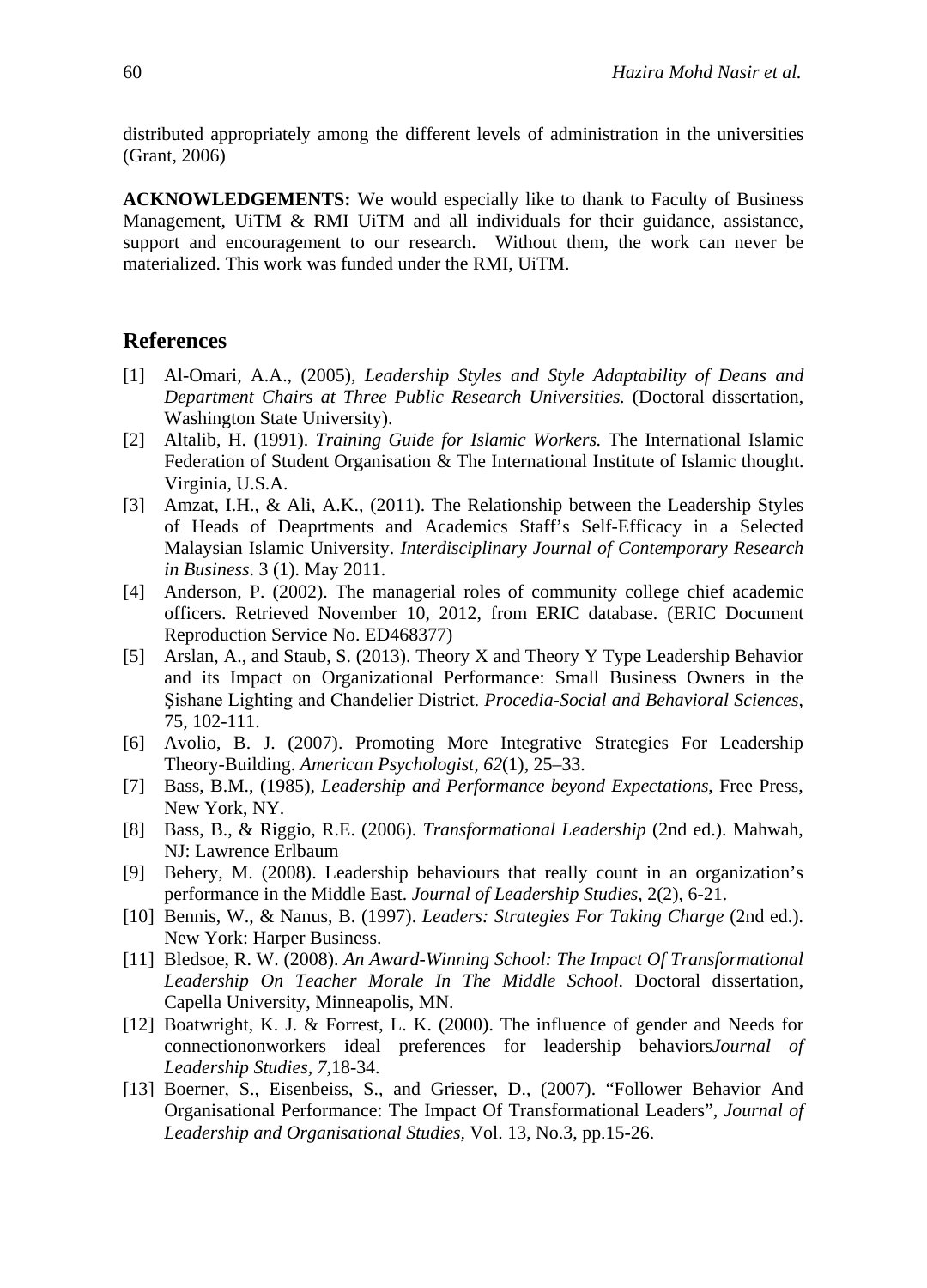distributed appropriately among the different levels of administration in the universities (Grant, 2006)

**ACKNOWLEDGEMENTS:** We would especially like to thank to Faculty of Business Management, UiTM & RMI UiTM and all individuals for their guidance, assistance, support and encouragement to our research. Without them, the work can never be materialized. This work was funded under the RMI, UiTM.

## References

[1] Al-Omari, A.A., (2005), *Leadership Styles and Style Adaptability of Deans and Department Chairs at Three Public Research Universities.* (Doctoral dissertation, Washington State University).

[2] Altalib, H. (1991). *Training Guide for Islamic Workers.* The International Islamic Federation of Student Organisation & The International Institute of Islamic thought. Virginia, U.S.A.

[3] Amzat, I.H., & Ali, A.K., (2011). The Relationship between the Leadership Styles of Heads of Deaprtments and Academics Staff's Self-Efficacy in a Selected Malaysian Islamic University. *Interdisciplinary Journal of Contemporary Research in Business*. 3 (1). May 2011.

[4] Anderson, P. (2002). The managerial roles of community college chief academic officers. Retrieved November 10, 2012, from ERIC database. (ERIC Document Reproduction Service No. ED468377)

[5] Arslan, A., and Staub, S. (2013). Theory X and Theory Y Type Leadership Behavior and its Impact on Organizational Performance: Small Business Owners in the Şishane Lighting and Chandelier District. *Procedia-Social and Behavioral Sciences*, 75, 102-111.

[6] Avolio, B. J. (2007). Promoting More Integrative Strategies For Leadership Theory-Building. *American Psychologist, 62*(1), 25–33.

[7] Bass, B.M., (1985), *Leadership and Performance beyond Expectations*, Free Press, New York, NY.

[8] Bass, B., & Riggio, R.E. (2006). *Transformational Leadership* (2nd ed.). Mahwah, NJ: Lawrence Erlbaum

[9] Behery, M. (2008). Leadership behaviours that really count in an organization's performance in the Middle East. *Journal of Leadership Studies*, 2(2), 6-21.

[10] Bennis, W., & Nanus, B. (1997). *Leaders: Strategies For Taking Charge* (2nd ed.). New York: Harper Business.

[11] Bledsoe, R. W. (2008). *An Award-Winning School: The Impact Of Transformational Leadership On Teacher Morale In The Middle School*. Doctoral dissertation, Capella University, Minneapolis, MN.

[12] Boatwright, K. J. & Forrest, L. K. (2000). The influence of gender and Needs for connectiononworkers ideal preferences for leadership behaviors*Journal of Leadership Studies, 7,*18-34.

[13] Boerner, S., Eisenbeiss, S., and Griesser, D., (2007). "Follower Behavior And Organisational Performance: The Impact Of Transformational Leaders", *Journal of Leadership and Organisational Studies,* Vol. 13, No.3, pp.15-26.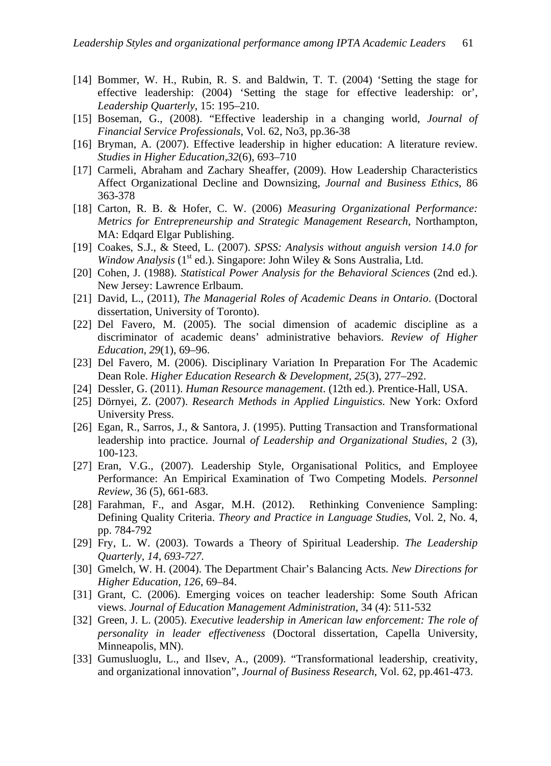[14] Bommer, W. H., Rubin, R. S. and Baldwin, T. T. (2004) 'Setting the stage for effective leadership: (2004) 'Setting the stage for effective leadership: or', *Leadership Quarterly*, 15: 195–210.

[15] Boseman, G., (2008). "Effective leadership in a changing world, *Journal of Financial Service Professionals*, Vol. 62, No3, pp.36-38

[16] Bryman, A. (2007). Effective leadership in higher education: A literature review. *Studies in Higher Education*,*32*(6), 693–710

[17] Carmeli, Abraham and Zachary Sheaffer, (2009). How Leadership Characteristics Affect Organizational Decline and Downsizing, *Journal and Business Ethics*, 86 363-378

[18] Carton, R. B. & Hofer, C. W. (2006) *Measuring Organizational Performance: Metrics for Entrepreneurship and Strategic Management Research*, Northampton, MA: Edqard Elgar Publishing.

[19] Coakes, S.J., & Steed, L. (2007). *SPSS: Analysis without anguish version 14.0 for Window Analysis* (1st ed.). Singapore: John Wiley & Sons Australia, Ltd.

[20] Cohen, J. (1988). *Statistical Power Analysis for the Behavioral Sciences* (2nd ed.). New Jersey: Lawrence Erlbaum.

[21] David, L., (2011), *The Managerial Roles of Academic Deans in Ontario*. (Doctoral dissertation, University of Toronto).

[22] Del Favero, M. (2005). The social dimension of academic discipline as a discriminator of academic deans' administrative behaviors. *Review of Higher Education, 29*(1), 69–96.

[23] Del Favero, M. (2006). Disciplinary Variation In Preparation For The Academic Dean Role. *Higher Education Research & Development, 25*(3), 277–292.

[24] Dessler, G. (2011). *Human Resource management*. (12th ed.). Prentice-Hall, USA.

[25] Dörnyei, Z. (2007). *Research Methods in Applied Linguistics*. New York: Oxford University Press.

[26] Egan, R., Sarros, J., & Santora, J. (1995). Putting Transaction and Transformational leadership into practice. Journal *of Leadership and Organizational Studies*, 2 (3), 100-123.

[27] Eran, V.G., (2007). Leadership Style, Organisational Politics, and Employee Performance: An Empirical Examination of Two Competing Models. *Personnel Review*, 36 (5), 661-683.

[28] Farahman, F., and Asgar, M.H. (2012). Rethinking Convenience Sampling: Defining Quality Criteria. *Theory and Practice in Language Studies*, Vol. 2, No. 4, pp. 784-792

[29] Fry, L. W. (2003). Towards a Theory of Spiritual Leadership. *The Leadership Quarterly, 14, 693-727.*

[30] Gmelch, W. H. (2004). The Department Chair's Balancing Acts. *New Directions for Higher Education, 126*, 69–84.

[31] Grant, C. (2006). Emerging voices on teacher leadership: Some South African views. *Journal of Education Management Administration*, 34 (4): 511-532

[32] Green, J. L. (2005). *Executive leadership in American law enforcement: The role of personality in leader effectiveness* (Doctoral dissertation, Capella University, Minneapolis, MN).

[33] Gumusluoglu, L., and Ilsev, A., (2009). "Transformational leadership, creativity, and organizational innovation", *Journal of Business Research*, Vol. 62, pp.461-473.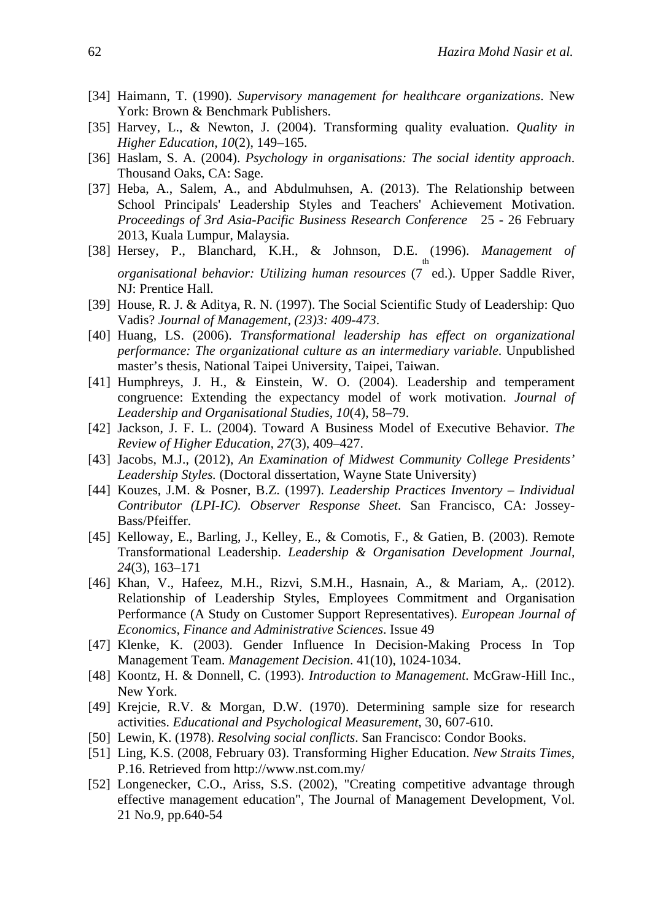[34] Haimann, T. (1990). *Supervisory management for healthcare organizations*. New York: Brown & Benchmark Publishers.

[35] Harvey, L., & Newton, J. (2004). Transforming quality evaluation. *Quality in Higher Education, 10*(2), 149–165.

[36] Haslam, S. A. (2004). *Psychology in organisations: The social identity approach*. Thousand Oaks, CA: Sage.

[37] Heba, A., Salem, A., and Abdulmuhsen, A. (2013). The Relationship between School Principals' Leadership Styles and Teachers' Achievement Motivation. *Proceedings of 3rd Asia-Pacific Business Research Conference* 25 - 26 February 2013, Kuala Lumpur, Malaysia.

[38] Hersey, P., Blanchard, K.H., & Johnson, D.E. (1996). *Management of organisational behavior: Utilizing human resources* (7th ed.). Upper Saddle River, NJ: Prentice Hall.

[39] House, R. J. & Aditya, R. N. (1997). The Social Scientific Study of Leadership: Quo Vadis? *Journal of Management, (23)3: 409-473*.

[40] Huang, LS. (2006). *Transformational leadership has effect on organizational performance: The organizational culture as an intermediary variable*. Unpublished master's thesis, National Taipei University, Taipei, Taiwan.

[41] Humphreys, J. H., & Einstein, W. O. (2004). Leadership and temperament congruence: Extending the expectancy model of work motivation. *Journal of Leadership and Organisational Studies*, *10*(4), 58–79.

[42] Jackson, J. F. L. (2004). Toward A Business Model of Executive Behavior. *The Review of Higher Education, 27*(3), 409–427.

[43] Jacobs, M.J., (2012), *An Examination of Midwest Community College Presidents' Leadership Styles.* (Doctoral dissertation, Wayne State University)

[44] Kouzes, J.M. & Posner, B.Z. (1997). *Leadership Practices Inventory – Individual Contributor (LPI-IC). Observer Response Sheet*. San Francisco, CA: Jossey-Bass/Pfeiffer.

[45] Kelloway, E., Barling, J., Kelley, E., & Comotis, F., & Gatien, B. (2003). Remote Transformational Leadership. *Leadership & Organisation Development Journal, 24*(3), 163–171

[46] Khan, V., Hafeez, M.H., Rizvi, S.M.H., Hasnain, A., & Mariam, A,. (2012). Relationship of Leadership Styles, Employees Commitment and Organisation Performance (A Study on Customer Support Representatives). *European Journal of Economics, Finance and Administrative Sciences*. Issue 49

[47] Klenke, K. (2003). Gender Influence In Decision-Making Process In Top Management Team. *Management Decision*. 41(10), 1024-1034.

[48] Koontz, H. & Donnell, C. (1993). *Introduction to Management*. McGraw-Hill Inc., New York.

[49] Krejcie, R.V. & Morgan, D.W. (1970). Determining sample size for research activities. *Educational and Psychological Measurement*, 30, 607-610.

[50] Lewin, K. (1978). *Resolving social conflicts*. San Francisco: Condor Books.

[51] Ling, K.S. (2008, February 03). Transforming Higher Education. *New Straits Times*, P.16. Retrieved from http://www.nst.com.my/

[52] Longenecker, C.O., Ariss, S.S. (2002), "Creating competitive advantage through effective management education", The Journal of Management Development, Vol. 21 No.9, pp.640-54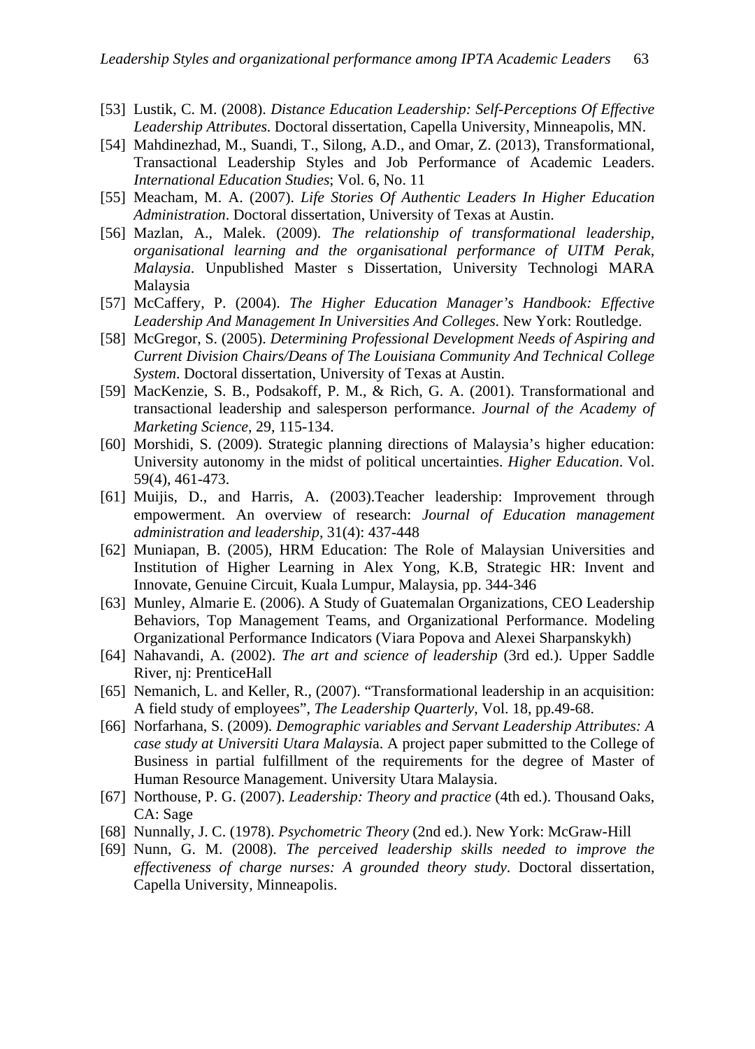[53] Lustik, C. M. (2008). *Distance Education Leadership: Self-Perceptions Of Effective Leadership Attributes*. Doctoral dissertation, Capella University, Minneapolis, MN.

[54] Mahdinezhad, M., Suandi, T., Silong, A.D., and Omar, Z. (2013), Transformational, Transactional Leadership Styles and Job Performance of Academic Leaders. *International Education Studies*; Vol. 6, No. 11

[55] Meacham, M. A. (2007). *Life Stories Of Authentic Leaders In Higher Education Administration*. Doctoral dissertation, University of Texas at Austin.

[56] Mazlan, A., Malek. (2009). *The relationship of transformational leadership, organisational learning and the organisational performance of UITM Perak, Malaysia*. Unpublished Master s Dissertation, University Technologi MARA Malaysia

[57] McCaffery, P. (2004). *The Higher Education Manager's Handbook: Effective Leadership And Management In Universities And Colleges*. New York: Routledge.

[58] McGregor, S. (2005). *Determining Professional Development Needs of Aspiring and Current Division Chairs/Deans of The Louisiana Community And Technical College System*. Doctoral dissertation, University of Texas at Austin.

[59] MacKenzie, S. B., Podsakoff, P. M., & Rich, G. A. (2001). Transformational and transactional leadership and salesperson performance. *Journal of the Academy of Marketing Science*, 29, 115-134.

[60] Morshidi, S. (2009). Strategic planning directions of Malaysia's higher education: University autonomy in the midst of political uncertainties. *Higher Education*. Vol. 59(4), 461-473.

[61] Muijis, D., and Harris, A. (2003).Teacher leadership: Improvement through empowerment. An overview of research: *Journal of Education management administration and leadership*, 31(4): 437-448

[62] Muniapan, B. (2005), HRM Education: The Role of Malaysian Universities and Institution of Higher Learning in Alex Yong, K.B, Strategic HR: Invent and Innovate, Genuine Circuit, Kuala Lumpur, Malaysia, pp. 344-346

[63] Munley, Almarie E. (2006). A Study of Guatemalan Organizations, CEO Leadership Behaviors, Top Management Teams, and Organizational Performance. Modeling Organizational Performance Indicators (Viara Popova and Alexei Sharpanskykh)

[64] Nahavandi, A. (2002). *The art and science of leadership* (3rd ed.). Upper Saddle River, nj: PrenticeHall

[65] Nemanich, L. and Keller, R., (2007). "Transformational leadership in an acquisition: A field study of employees", *The Leadership Quarterly*, Vol. 18, pp.49-68.

[66] Norfarhana, S. (2009). *Demographic variables and Servant Leadership Attributes: A case study at Universiti Utara Malaysi*a. A project paper submitted to the College of Business in partial fulfillment of the requirements for the degree of Master of Human Resource Management. University Utara Malaysia.

[67] Northouse, P. G. (2007). *Leadership: Theory and practice* (4th ed.). Thousand Oaks, CA: Sage

[68] Nunnally, J. C. (1978). *Psychometric Theory* (2nd ed.). New York: McGraw-Hill

[69] Nunn, G. M. (2008). *The perceived leadership skills needed to improve the effectiveness of charge nurses: A grounded theory study*. Doctoral dissertation, Capella University, Minneapolis.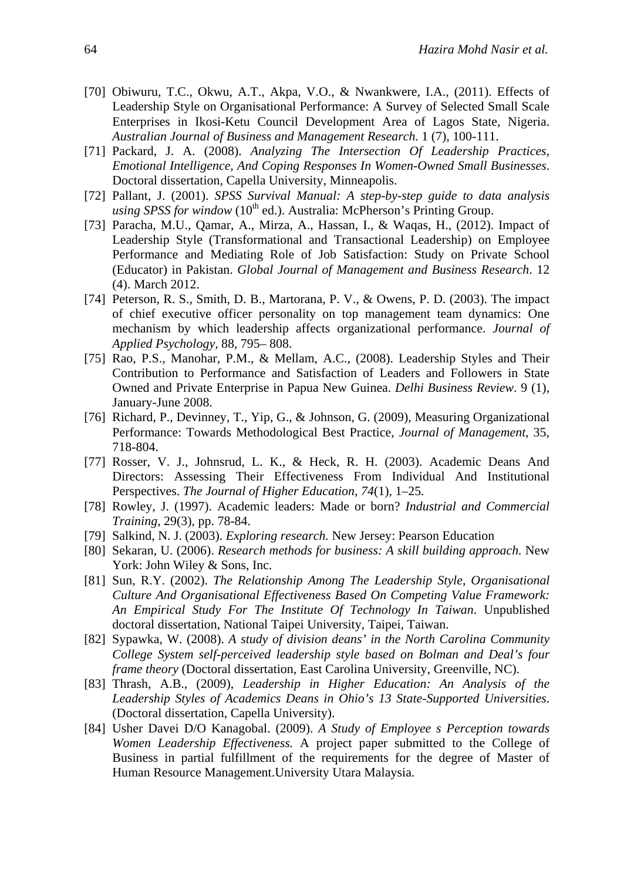[70] Obiwuru, T.C., Okwu, A.T., Akpa, V.O., & Nwankwere, I.A., (2011). Effects of Leadership Style on Organisational Performance: A Survey of Selected Small Scale Enterprises in Ikosi-Ketu Council Development Area of Lagos State, Nigeria. *Australian Journal of Business and Management Research*. 1 (7), 100-111.

[71] Packard, J. A. (2008). *Analyzing The Intersection Of Leadership Practices, Emotional Intelligence, And Coping Responses In Women-Owned Small Businesses*. Doctoral dissertation, Capella University, Minneapolis.

[72] Pallant, J. (2001). *SPSS Survival Manual: A step-by-step guide to data analysis using SPSS for window* (10th ed.). Australia: McPherson's Printing Group.

[73] Paracha, M.U., Qamar, A., Mirza, A., Hassan, I., & Waqas, H., (2012). Impact of Leadership Style (Transformational and Transactional Leadership) on Employee Performance and Mediating Role of Job Satisfaction: Study on Private School (Educator) in Pakistan. *Global Journal of Management and Business Research*. 12 (4). March 2012.

[74] Peterson, R. S., Smith, D. B., Martorana, P. V., & Owens, P. D. (2003). The impact of chief executive officer personality on top management team dynamics: One mechanism by which leadership affects organizational performance. *Journal of Applied Psychology,* 88, 795– 808.

[75] Rao, P.S., Manohar, P.M., & Mellam, A.C., (2008). Leadership Styles and Their Contribution to Performance and Satisfaction of Leaders and Followers in State Owned and Private Enterprise in Papua New Guinea. *Delhi Business Review*. 9 (1), January-June 2008.

[76] Richard, P., Devinney, T., Yip, G., & Johnson, G. (2009), Measuring Organizational Performance: Towards Methodological Best Practice, *Journal of Management*, 35, 718-804.

[77] Rosser, V. J., Johnsrud, L. K., & Heck, R. H. (2003). Academic Deans And Directors: Assessing Their Effectiveness From Individual And Institutional Perspectives. *The Journal of Higher Education*, *74*(1), 1–25.

[78] Rowley, J. (1997). Academic leaders: Made or born? *Industrial and Commercial Training*, 29(3), pp. 78-84.

[79] Salkind, N. J. (2003). *Exploring research.* New Jersey: Pearson Education

[80] Sekaran, U. (2006). *Research methods for business: A skill building approach.* New York: John Wiley & Sons, Inc.

[81] Sun, R.Y. (2002). *The Relationship Among The Leadership Style, Organisational Culture And Organisational Effectiveness Based On Competing Value Framework: An Empirical Study For The Institute Of Technology In Taiwan*. Unpublished doctoral dissertation, National Taipei University, Taipei, Taiwan.

[82] Sypawka, W. (2008). *A study of division deans' in the North Carolina Community College System self-perceived leadership style based on Bolman and Deal's four frame theory* (Doctoral dissertation, East Carolina University, Greenville, NC).

[83] Thrash, A.B., (2009), *Leadership in Higher Education: An Analysis of the Leadership Styles of Academics Deans in Ohio's 13 State-Supported Universities*. (Doctoral dissertation, Capella University).

[84] Usher Davei D/O Kanagobal. (2009). *A Study of Employee s Perception towards Women Leadership Effectiveness.* A project paper submitted to the College of Business in partial fulfillment of the requirements for the degree of Master of Human Resource Management.University Utara Malaysia.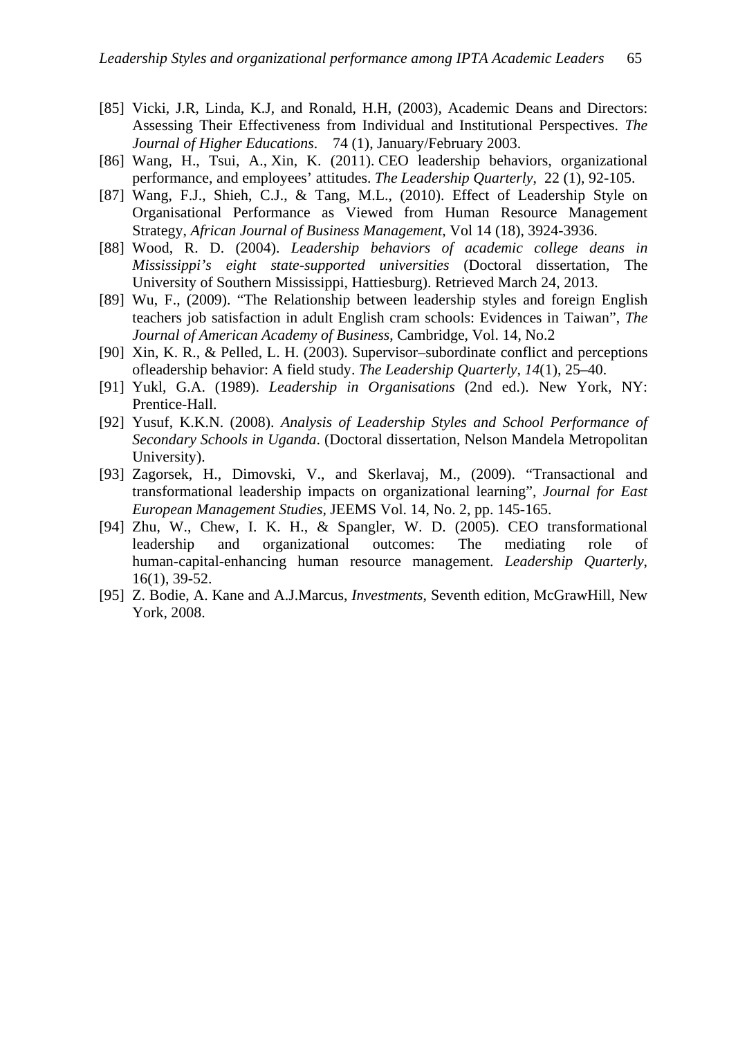[85] Vicki, J.R, Linda, K.J, and Ronald, H.H, (2003), Academic Deans and Directors: Assessing Their Effectiveness from Individual and Institutional Perspectives. *The Journal of Higher Educations*. 74 (1), January/February 2003.

[86] Wang, H., Tsui, A., Xin, K. (2011). CEO leadership behaviors, organizational performance, and employees' attitudes. *The Leadership Quarterly*, 22 (1), 92-105.

[87] Wang, F.J., Shieh, C.J., & Tang, M.L., (2010). Effect of Leadership Style on Organisational Performance as Viewed from Human Resource Management Strategy, *African Journal of Business Management*, Vol 14 (18), 3924-3936.

[88] Wood, R. D. (2004). *Leadership behaviors of academic college deans in Mississippi's eight state-supported universities* (Doctoral dissertation, The University of Southern Mississippi, Hattiesburg). Retrieved March 24, 2013.

[89] Wu, F., (2009). "The Relationship between leadership styles and foreign English teachers job satisfaction in adult English cram schools: Evidences in Taiwan", *The Journal of American Academy of Business*, Cambridge, Vol. 14, No.2

[90] Xin, K. R., & Pelled, L. H. (2003). Supervisor–subordinate conflict and perceptions ofleadership behavior: A field study. *The Leadership Quarterly*, *14*(1), 25–40.

[91] Yukl, G.A. (1989). *Leadership in Organisations* (2nd ed.). New York, NY: Prentice-Hall.

[92] Yusuf, K.K.N. (2008). *Analysis of Leadership Styles and School Performance of Secondary Schools in Uganda*. (Doctoral dissertation, Nelson Mandela Metropolitan University).

[93] Zagorsek, H., Dimovski, V., and Skerlavaj, M., (2009). "Transactional and transformational leadership impacts on organizational learning", *Journal for East European Management Studies*, JEEMS Vol. 14, No. 2, pp. 145-165.

[94] Zhu, W., Chew, I. K. H., & Spangler, W. D. (2005). CEO transformational leadership and organizational outcomes: The mediating role of human-capital-enhancing human resource management. *Leadership Quarterly*, 16(1), 39-52.

[95] Z. Bodie, A. Kane and A.J.Marcus, *Investments*, Seventh edition, McGrawHill, New York, 2008.